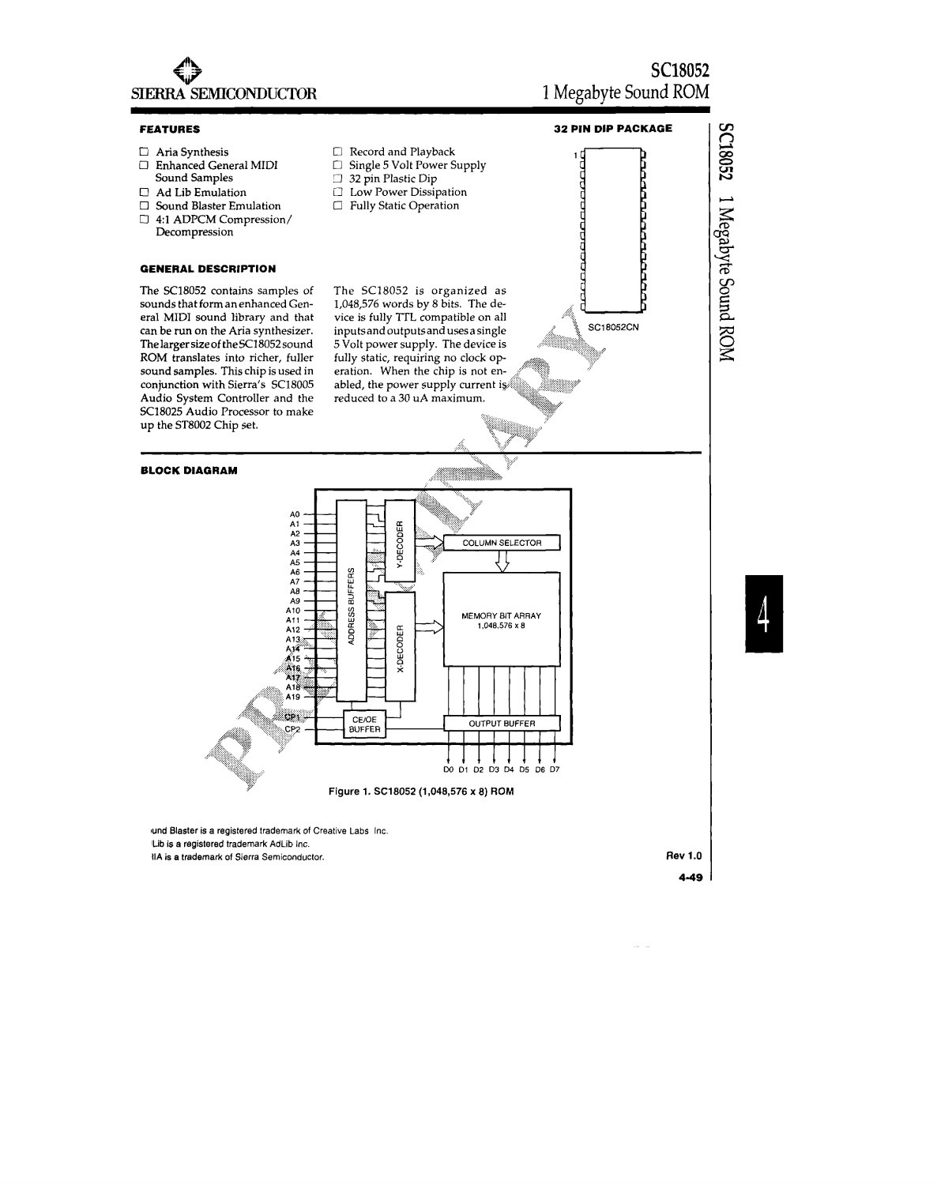# SC18052
## 1 Megabyte Sound ROM

SIERRA SEMICONDUCTOR

### FEATURES

- Aria Synthesis
- Enhanced General MIDI Sound Samples
- Ad Lib Emulation
- Sound Blaster Emulation
- 4:1 ADPCM Compression/ Decompression
- Record and Playback
- Single 5 Volt Power Supply
- 32 pin Plastic Dip
- Low Power Dissipation
- Fully Static Operation

### 32 PIN DIP PACKAGE

SC18052CN

### GENERAL DESCRIPTION

The SC18052 contains samples of sounds that form an enhanced General MIDI sound library and that can be run on the Aria synthesizer. The larger size of the SC18052 sound ROM translates into richer, fuller sound samples. This chip is used in conjunction with Sierra's SC18005 Audio System Controller and the SC18025 Audio Processor to make up the ST8002 Chip set.

The SC18052 is organized as 1,048,576 words by 8 bits. The device is fully TTL compatible on all inputs and outputs and uses a single 5 Volt power supply. The device is fully static, requiring no clock operation. When the chip is not enabled, the power supply current is reduced to a 30 uA maximum.

### BLOCK DIAGRAM

A0–A19 → ADDRESS BUFFERS → Y-DECODER → COLUMN SELECTOR; X-DECODER → MEMORY BIT ARRAY 1,048,576 x 8 → OUTPUT BUFFER → D0 D1 D2 D3 D4 D5 D6 D7; CP1, CP2 → CE/OE BUFFER

Figure 1. SC18052 (1,048,576 x 8) ROM

und Blaster is a registered trademark of Creative Labs Inc.
Lib is a registered trademark AdLib Inc.
IIA is a trademark of Sierra Semiconductor.

Rev 1.0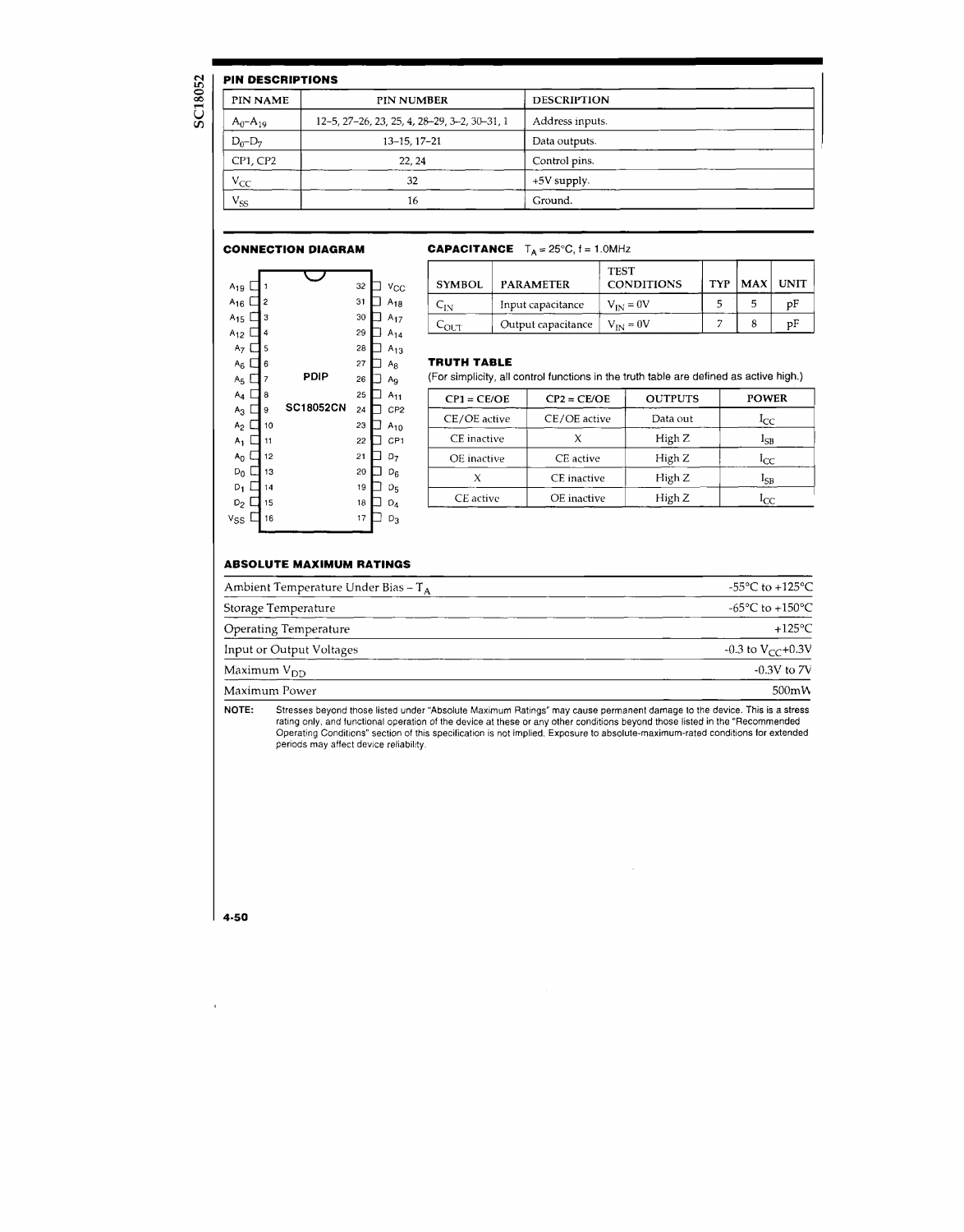## PIN DESCRIPTIONS

| PIN NAME | PIN NUMBER | DESCRIPTION |
|---|---|---|
| $A_0$–$A_{19}$ | 12–5, 27–26, 23, 25, 4, 28–29, 3–2, 30–31, 1 | Address inputs. |
| $D_0$–$D_7$ | 13–15, 17–21 | Data outputs. |
| CP1, CP2 | 22, 24 | Control pins. |
| $V_{CC}$ | 32 | +5V supply. |
| $V_{SS}$ | 16 | Ground. |

## CONNECTION DIAGRAM

PDIP

SC18052CN

| Pin | Name | Pin | Name |
|---|---|---|---|
| 1 | $A_{19}$ | 32 | $V_{CC}$ |
| 2 | $A_{16}$ | 31 | $A_{18}$ |
| 3 | $A_{15}$ | 30 | $A_{17}$ |
| 4 | $A_{12}$ | 29 | $A_{14}$ |
| 5 | $A_7$ | 28 | $A_{13}$ |
| 6 | $A_6$ | 27 | $A_8$ |
| 7 | $A_5$ | 26 | $A_9$ |
| 8 | $A_4$ | 25 | $A_{11}$ |
| 9 | $A_3$ | 24 | CP2 |
| 10 | $A_2$ | 23 | $A_{10}$ |
| 11 | $A_1$ | 22 | CP1 |
| 12 | $A_0$ | 21 | $D_7$ |
| 13 | $D_0$ | 20 | $D_6$ |
| 14 | $D_1$ | 19 | $D_5$ |
| 15 | $D_2$ | 18 | $D_4$ |
| 16 | $V_{SS}$ | 17 | $D_3$ |

## CAPACITANCE $T_A = 25°C$, f = 1.0MHz

| SYMBOL | PARAMETER | TEST CONDITIONS | TYP | MAX | UNIT |
|---|---|---|---|---|---|
| $C_{IN}$ | Input capacitance | $V_{IN} = 0V$ | 5 | 5 | pF |
| $C_{OUT}$ | Output capacitance | $V_{IN} = 0V$ | 7 | 8 | pF |

## TRUTH TABLE

(For simplicity, all control functions in the truth table are defined as active high.)

| CP1 = CE/OE | CP2 = CE/OE | OUTPUTS | POWER |
|---|---|---|---|
| CE/OE active | CE/OE active | Data out | $I_{CC}$ |
| CE inactive | X | High Z | $I_{SB}$ |
| OE inactive | CE active | High Z | $I_{CC}$ |
| X | CE inactive | High Z | $I_{SB}$ |
| CE active | OE inactive | High Z | $I_{CC}$ |

## ABSOLUTE MAXIMUM RATINGS

| | |
|---|---|
| Ambient Temperature Under Bias – $T_A$ | -55°C to +125°C |
| Storage Temperature | -65°C to +150°C |
| Operating Temperature | +125°C |
| Input or Output Voltages | -0.3 to $V_{CC}$+0.3V |
| Maximum $V_{DD}$ | -0.3V to 7V |
| Maximum Power | 500mW |

**NOTE:** Stresses beyond those listed under "Absolute Maximum Ratings" may cause permanent damage to the device. This is a stress rating only, and functional operation of the device at these or any other conditions beyond those listed in the "Recommended Operating Conditions" section of this specification is not implied. Exposure to absolute-maximum-rated conditions for extended periods may affect device reliability.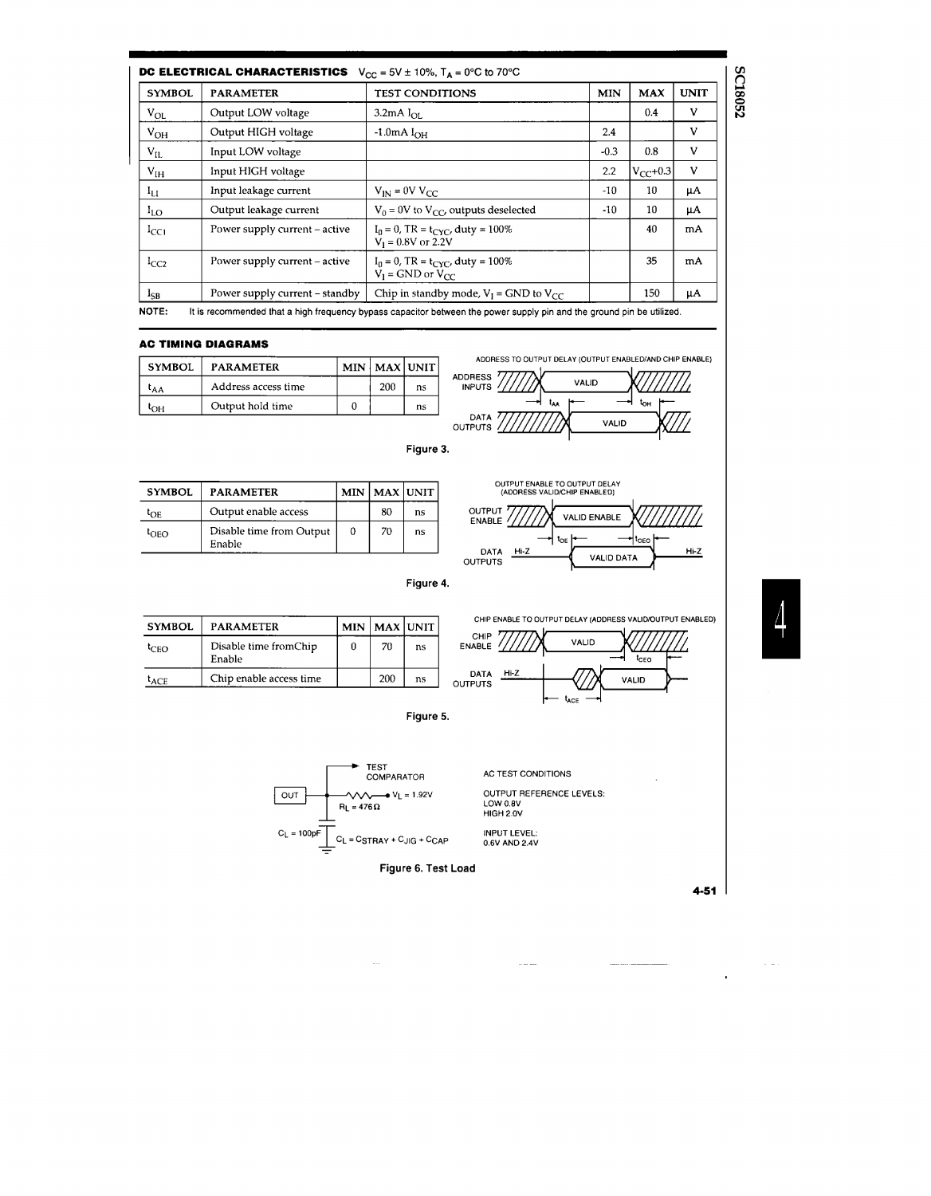## DC ELECTRICAL CHARACTERISTICS $V_{CC}$ = 5V ± 10%, $T_A$ = 0°C to 70°C

| SYMBOL | PARAMETER | TEST CONDITIONS | MIN | MAX | UNIT |
|---|---|---|---|---|---|
| $V_{OL}$ | Output LOW voltage | 3.2mA $I_{OL}$ | | 0.4 | V |
| $V_{OH}$ | Output HIGH voltage | -1.0mA $I_{OH}$ | 2.4 | | V |
| $V_{IL}$ | Input LOW voltage | | -0.3 | 0.8 | V |
| $V_{IH}$ | Input HIGH voltage | | 2.2 | $V_{CC}$+0.3 | V |
| $I_{LI}$ | Input leakage current | $V_{IN}$ = 0V $V_{CC}$ | -10 | 10 | μA |
| $I_{LO}$ | Output leakage current | $V_0$ = 0V to $V_{CC}$, outputs deselected | -10 | 10 | μA |
| $I_{CC1}$ | Power supply current – active | $I_0$ = 0, TR = $t_{CYC}$, duty = 100% $V_I$ = 0.8V or 2.2V | | 40 | mA |
| $I_{CC2}$ | Power supply current – active | $I_0$ = 0, TR = $t_{CYC}$, duty = 100% $V_I$ = GND or $V_{CC}$ | | 35 | mA |
| $I_{SB}$ | Power supply current – standby | Chip in standby mode, $V_I$ = GND to $V_{CC}$ | | 150 | μA |

**NOTE:** It is recommended that a high frequency bypass capacitor between the power supply pin and the ground pin be utilized.

## AC TIMING DIAGRAMS

| SYMBOL | PARAMETER | MIN | MAX | UNIT |
|---|---|---|---|---|
| $t_{AA}$ | Address access time | | 200 | ns |
| $t_{OH}$ | Output hold time | 0 | | ns |

ADDRESS TO OUTPUT DELAY (OUTPUT ENABLED/AND CHIP ENABLE)

ADDRESS INPUTS

VALID

$t_{AA}$

$t_{OH}$

DATA OUTPUTS

VALID

Figure 3.

| SYMBOL | PARAMETER | MIN | MAX | UNIT |
|---|---|---|---|---|
| $t_{OE}$ | Output enable access | | 80 | ns |
| $t_{OEO}$ | Disable time from Output Enable | 0 | 70 | ns |

OUTPUT ENABLE TO OUTPUT DELAY (ADDRESS VALID/CHIP ENABLED)

OUTPUT ENABLE

VALID ENABLE

$t_{OE}$

$t_{OEO}$

DATA OUTPUTS

Hi-Z

VALID DATA

Hi-Z

Figure 4.

| SYMBOL | PARAMETER | MIN | MAX | UNIT |
|---|---|---|---|---|
| $t_{CEO}$ | Disable time fromChip Enable | 0 | 70 | ns |
| $t_{ACE}$ | Chip enable access time | | 200 | ns |

CHIP ENABLE TO OUTPUT DELAY (ADDRESS VALID/OUTPUT ENABLED)

CHIP ENABLE

VALID

$t_{CEO}$

DATA OUTPUTS

Hi-Z

VALID

$t_{ACE}$

Figure 5.

TEST COMPARATOR

OUT

$V_L$ = 1.92V

$R_L$ = 476Ω

$C_L$ = 100pF

$C_L = C_{STRAY} + C_{JIG} + C_{CAP}$

AC TEST CONDITIONS

OUTPUT REFERENCE LEVELS:
LOW 0.8V
HIGH 2.0V

INPUT LEVEL:
0.6V AND 2.4V

Figure 6. Test Load